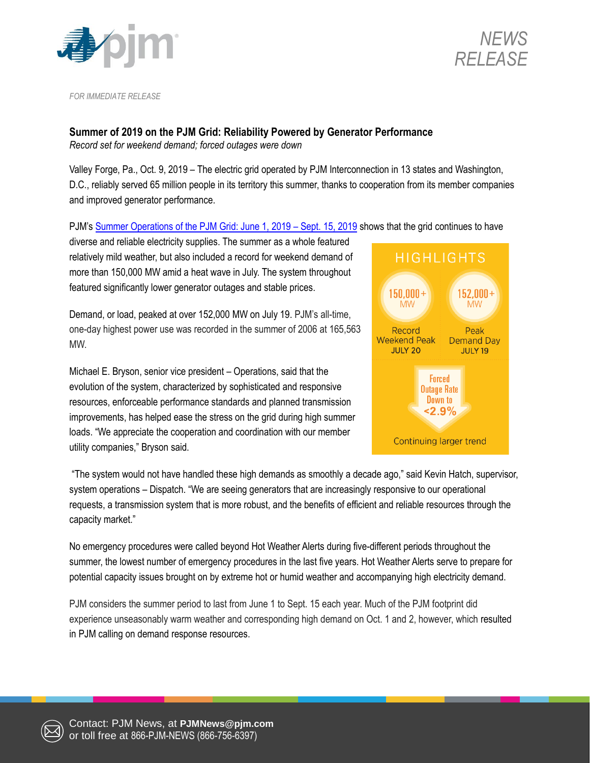NEWS RELEASE

*FOR IMMEDIATE RELEASE*

**Summer of 2019 on the PJM Grid: Reliability Powered by Generator Performance**
*Record set for weekend demand; forced outages were down*

Valley Forge, Pa., Oct. 9, 2019 – The electric grid operated by PJM Interconnection in 13 states and Washington, D.C., reliably served 65 million people in its territory this summer, thanks to cooperation from its member companies and improved generator performance.

PJM's [Summer Operations of the PJM Grid: June 1, 2019 – Sept. 15, 2019] shows that the grid continues to have diverse and reliable electricity supplies. The summer as a whole featured relatively mild weather, but also included a record for weekend demand of more than 150,000 MW amid a heat wave in July. The system throughout featured significantly lower generator outages and stable prices.

Demand, or load, peaked at over 152,000 MW on July 19. PJM's all-time, one-day highest power use was recorded in the summer of 2006 at 165,563 MW.

Michael E. Bryson, senior vice president – Operations, said that the evolution of the system, characterized by sophisticated and responsive resources, enforceable performance standards and planned transmission improvements, has helped ease the stress on the grid during high summer loads. "We appreciate the cooperation and coordination with our member utility companies," Bryson said.

**HIGHLIGHTS**

- **150,000+ MW** – Record Weekend Peak, JULY 20
- **152,000+ MW** – Peak Demand Day, JULY 19
- **Forced Outage Rate Down to <2.9%** – Continuing larger trend

"The system would not have handled these high demands as smoothly a decade ago," said Kevin Hatch, supervisor, system operations – Dispatch. "We are seeing generators that are increasingly responsive to our operational requests, a transmission system that is more robust, and the benefits of efficient and reliable resources through the capacity market."

No emergency procedures were called beyond Hot Weather Alerts during five-different periods throughout the summer, the lowest number of emergency procedures in the last five years. Hot Weather Alerts serve to prepare for potential capacity issues brought on by extreme hot or humid weather and accompanying high electricity demand.

PJM considers the summer period to last from June 1 to Sept. 15 each year. Much of the PJM footprint did experience unseasonably warm weather and corresponding high demand on Oct. 1 and 2, however, which resulted in PJM calling on demand response resources.

Contact: PJM News, at **PJMNews@pjm.com**
or toll free at 866-PJM-NEWS (866-756-6397)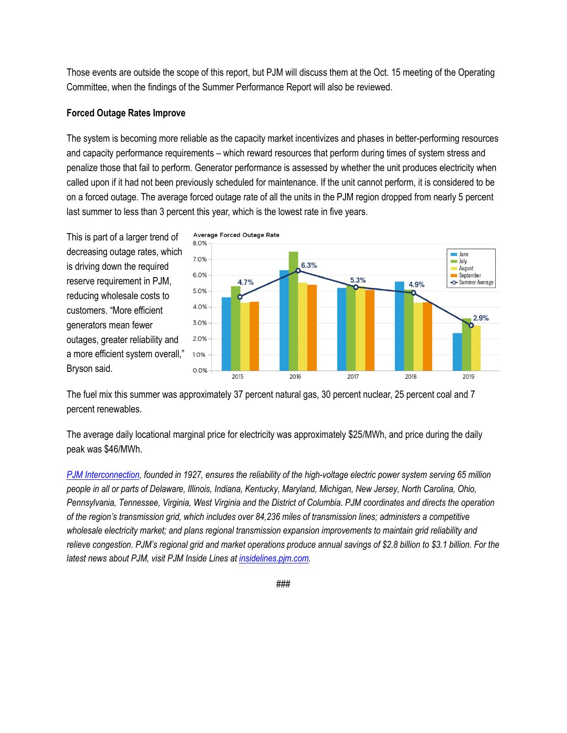Those events are outside the scope of this report, but PJM will discuss them at the Oct. 15 meeting of the Operating Committee, when the findings of the Summer Performance Report will also be reviewed.

**Forced Outage Rates Improve**

The system is becoming more reliable as the capacity market incentivizes and phases in better-performing resources and capacity performance requirements – which reward resources that perform during times of system stress and penalize those that fail to perform. Generator performance is assessed by whether the unit produces electricity when called upon if it had not been previously scheduled for maintenance. If the unit cannot perform, it is considered to be on a forced outage. The average forced outage rate of all the units in the PJM region dropped from nearly 5 percent last summer to less than 3 percent this year, which is the lowest rate in five years.

This is part of a larger trend of decreasing outage rates, which is driving down the required reserve requirement in PJM, reducing wholesale costs to customers. "More efficient generators mean fewer outages, greater reliability and a more efficient system overall," Bryson said.

Average Forced Outage Rate

8.0%
7.0%
6.0%
5.0%
4.0%
3.0%
2.0%
1.0%
0.0%

2015 2016 2017 2018 2019

4.7% 6.3% 5.3% 4.9% 2.9%

June
July
August
September
Summer Average

The fuel mix this summer was approximately 37 percent natural gas, 30 percent nuclear, 25 percent coal and 7 percent renewables.

The average daily locational marginal price for electricity was approximately $25/MWh, and price during the daily peak was $46/MWh.

*PJM Interconnection, founded in 1927, ensures the reliability of the high-voltage electric power system serving 65 million people in all or parts of Delaware, Illinois, Indiana, Kentucky, Maryland, Michigan, New Jersey, North Carolina, Ohio, Pennsylvania, Tennessee, Virginia, West Virginia and the District of Columbia. PJM coordinates and directs the operation of the region's transmission grid, which includes over 84,236 miles of transmission lines; administers a competitive wholesale electricity market; and plans regional transmission expansion improvements to maintain grid reliability and relieve congestion. PJM's regional grid and market operations produce annual savings of $2.8 billion to $3.1 billion. For the latest news about PJM, visit PJM Inside Lines at insidelines.pjm.com.*

###